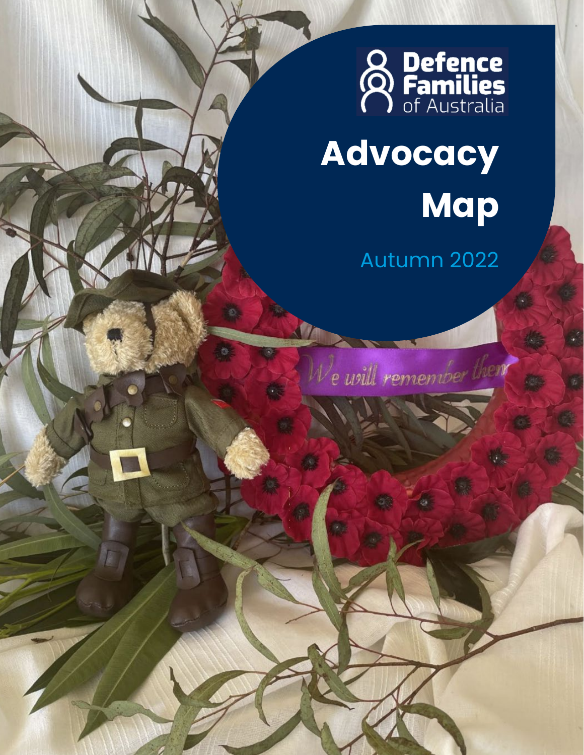Defence Families of Australia

# Advocacy Map

Autumn 2022

*We will remember them*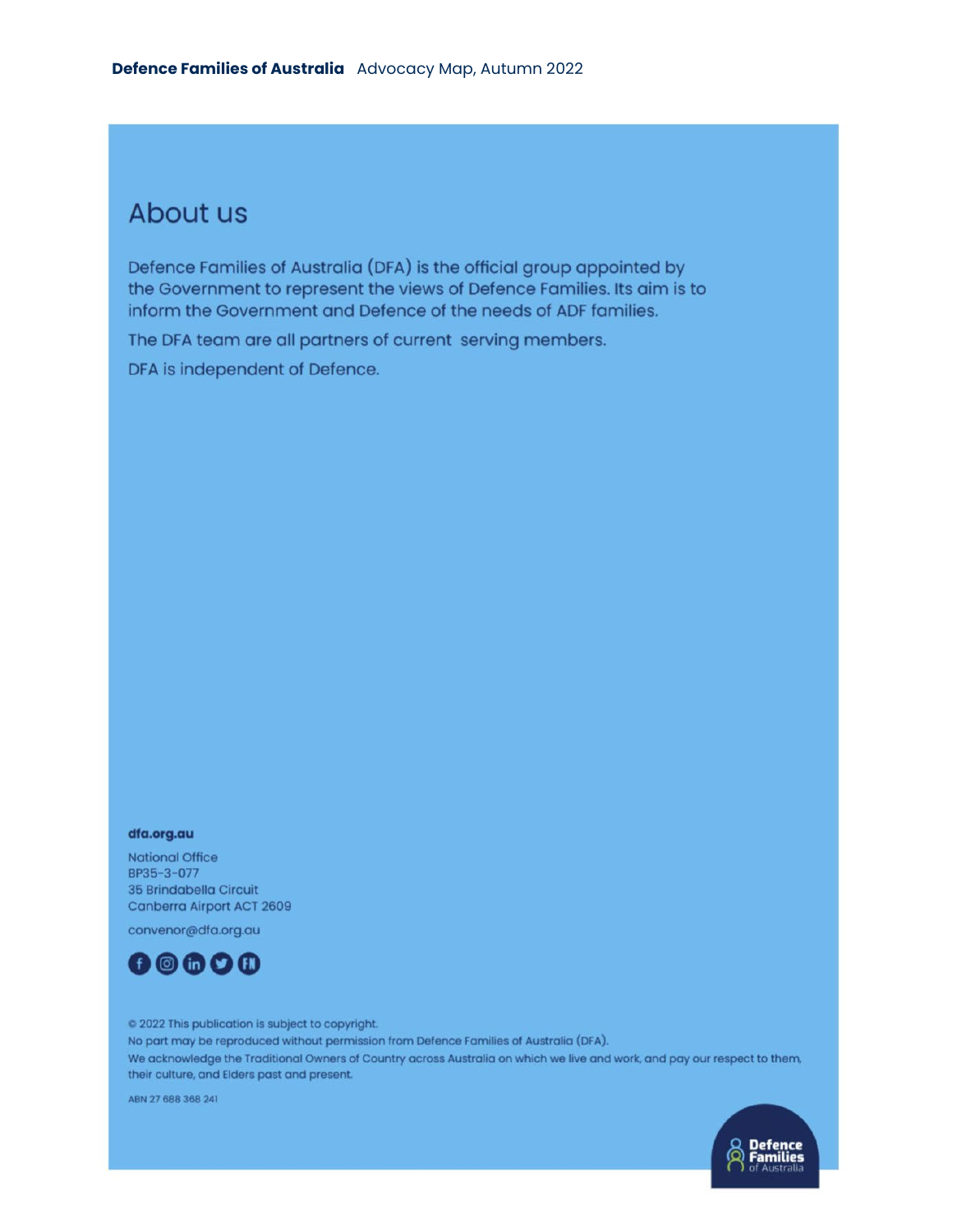## About us

Defence Families of Australia (DFA) is the official group appointed by the Government to represent the views of Defence Families. Its aim is to inform the Government and Defence of the needs of ADF families.

The DFA team are all partners of current serving members.

DFA is independent of Defence.

**dfa.org.au**

National Office
BP35-3-077
35 Brindabella Circuit
Canberra Airport ACT 2609

convenor@dfa.org.au

© 2022 This publication is subject to copyright.
No part may be reproduced without permission from Defence Families of Australia (DFA).
We acknowledge the Traditional Owners of Country across Australia on which we live and work, and pay our respect to them, their culture, and Elders past and present.

ABN 27 688 368 241

Defence Families of Australia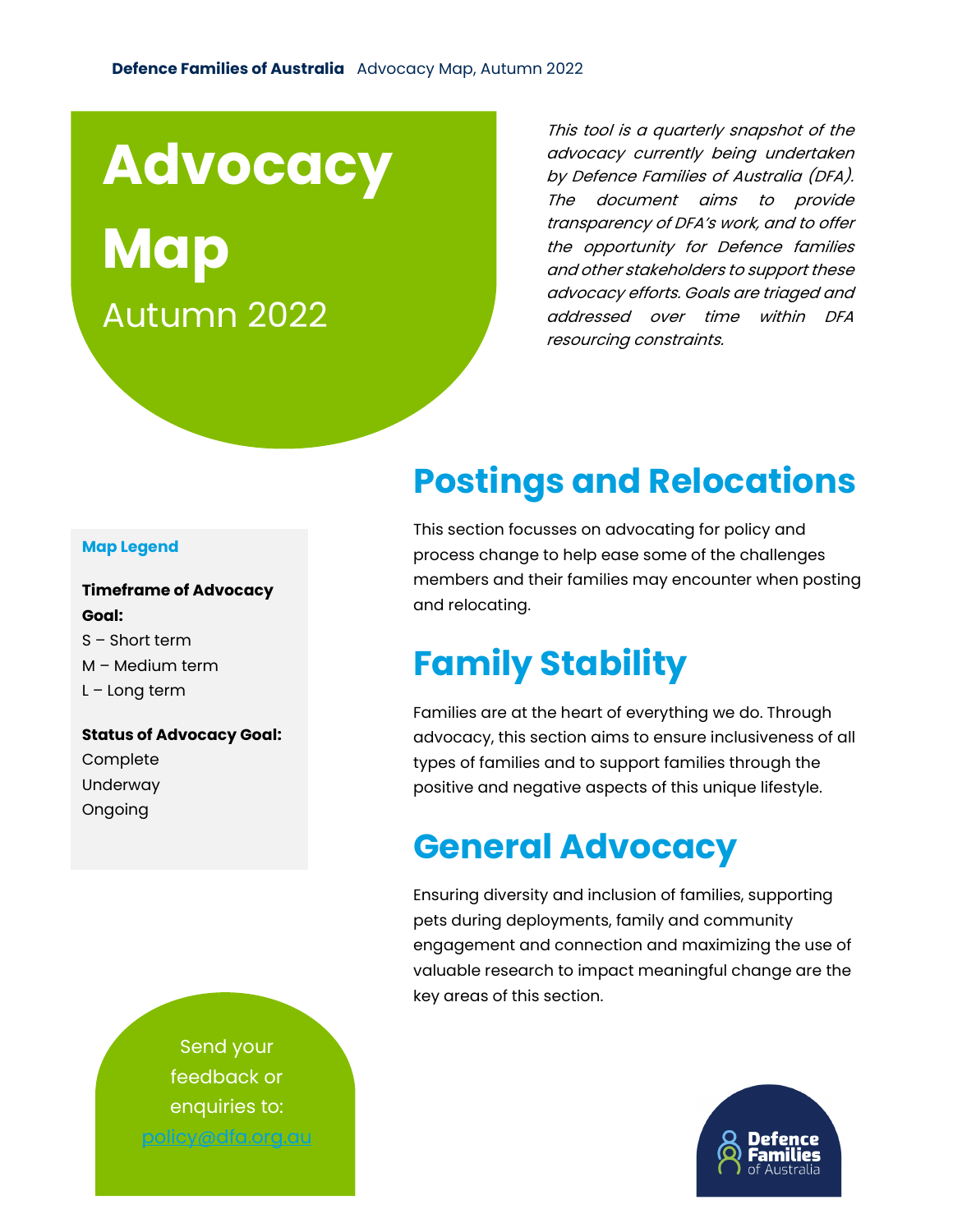# Advocacy Map

Autumn 2022

*This tool is a quarterly snapshot of the advocacy currently being undertaken by Defence Families of Australia (DFA). The document aims to provide transparency of DFA's work, and to offer the opportunity for Defence families and other stakeholders to support these advocacy efforts. Goals are triaged and addressed over time within DFA resourcing constraints.*

**Map Legend**

**Timeframe of Advocacy Goal:**

S – Short term
M – Medium term
L – Long term

**Status of Advocacy Goal:**

Complete
Underway
Ongoing

## Postings and Relocations

This section focusses on advocating for policy and process change to help ease some of the challenges members and their families may encounter when posting and relocating.

## Family Stability

Families are at the heart of everything we do. Through advocacy, this section aims to ensure inclusiveness of all types of families and to support families through the positive and negative aspects of this unique lifestyle.

## General Advocacy

Ensuring diversity and inclusion of families, supporting pets during deployments, family and community engagement and connection and maximizing the use of valuable research to impact meaningful change are the key areas of this section.

Send your feedback or enquiries to: policy@dfa.org.au

Defence Families of Australia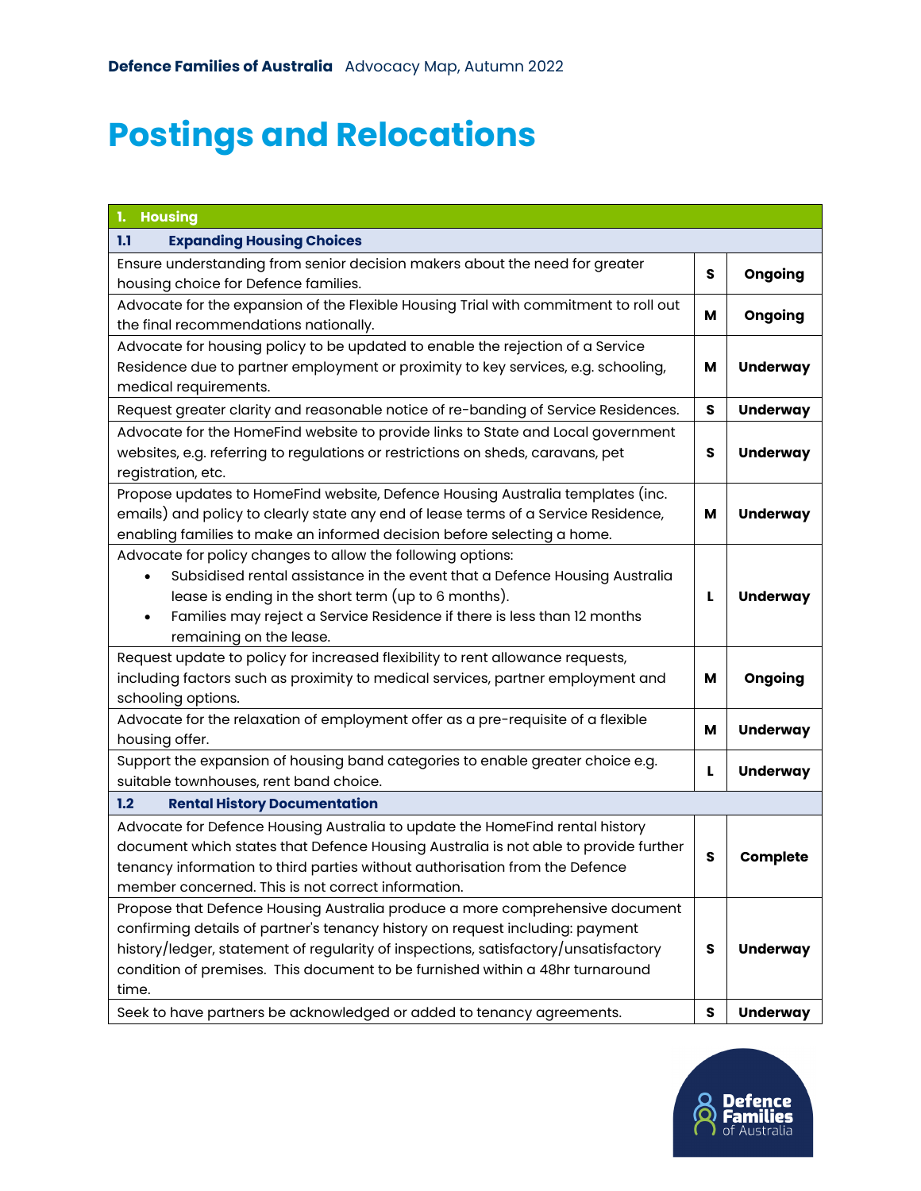# Postings and Relocations

| 1. Housing | | |
|---|---|---|
| **1.1 Expanding Housing Choices** | | |
| Ensure understanding from senior decision makers about the need for greater housing choice for Defence families. | **S** | **Ongoing** |
| Advocate for the expansion of the Flexible Housing Trial with commitment to roll out the final recommendations nationally. | **M** | **Ongoing** |
| Advocate for housing policy to be updated to enable the rejection of a Service Residence due to partner employment or proximity to key services, e.g. schooling, medical requirements. | **M** | **Underway** |
| Request greater clarity and reasonable notice of re-banding of Service Residences. | **S** | **Underway** |
| Advocate for the HomeFind website to provide links to State and Local government websites, e.g. referring to regulations or restrictions on sheds, caravans, pet registration, etc. | **S** | **Underway** |
| Propose updates to HomeFind website, Defence Housing Australia templates (inc. emails) and policy to clearly state any end of lease terms of a Service Residence, enabling families to make an informed decision before selecting a home. | **M** | **Underway** |
| Advocate for policy changes to allow the following options:<br>• Subsidised rental assistance in the event that a Defence Housing Australia lease is ending in the short term (up to 6 months).<br>• Families may reject a Service Residence if there is less than 12 months remaining on the lease. | **L** | **Underway** |
| Request update to policy for increased flexibility to rent allowance requests, including factors such as proximity to medical services, partner employment and schooling options. | **M** | **Ongoing** |
| Advocate for the relaxation of employment offer as a pre-requisite of a flexible housing offer. | **M** | **Underway** |
| Support the expansion of housing band categories to enable greater choice e.g. suitable townhouses, rent band choice. | **L** | **Underway** |
| **1.2 Rental History Documentation** | | |
| Advocate for Defence Housing Australia to update the HomeFind rental history document which states that Defence Housing Australia is not able to provide further tenancy information to third parties without authorisation from the Defence member concerned. This is not correct information. | **S** | **Complete** |
| Propose that Defence Housing Australia produce a more comprehensive document confirming details of partner's tenancy history on request including: payment history/ledger, statement of regularity of inspections, satisfactory/unsatisfactory condition of premises. This document to be furnished within a 48hr turnaround time. | **S** | **Underway** |
| Seek to have partners be acknowledged or added to tenancy agreements. | **S** | **Underway** |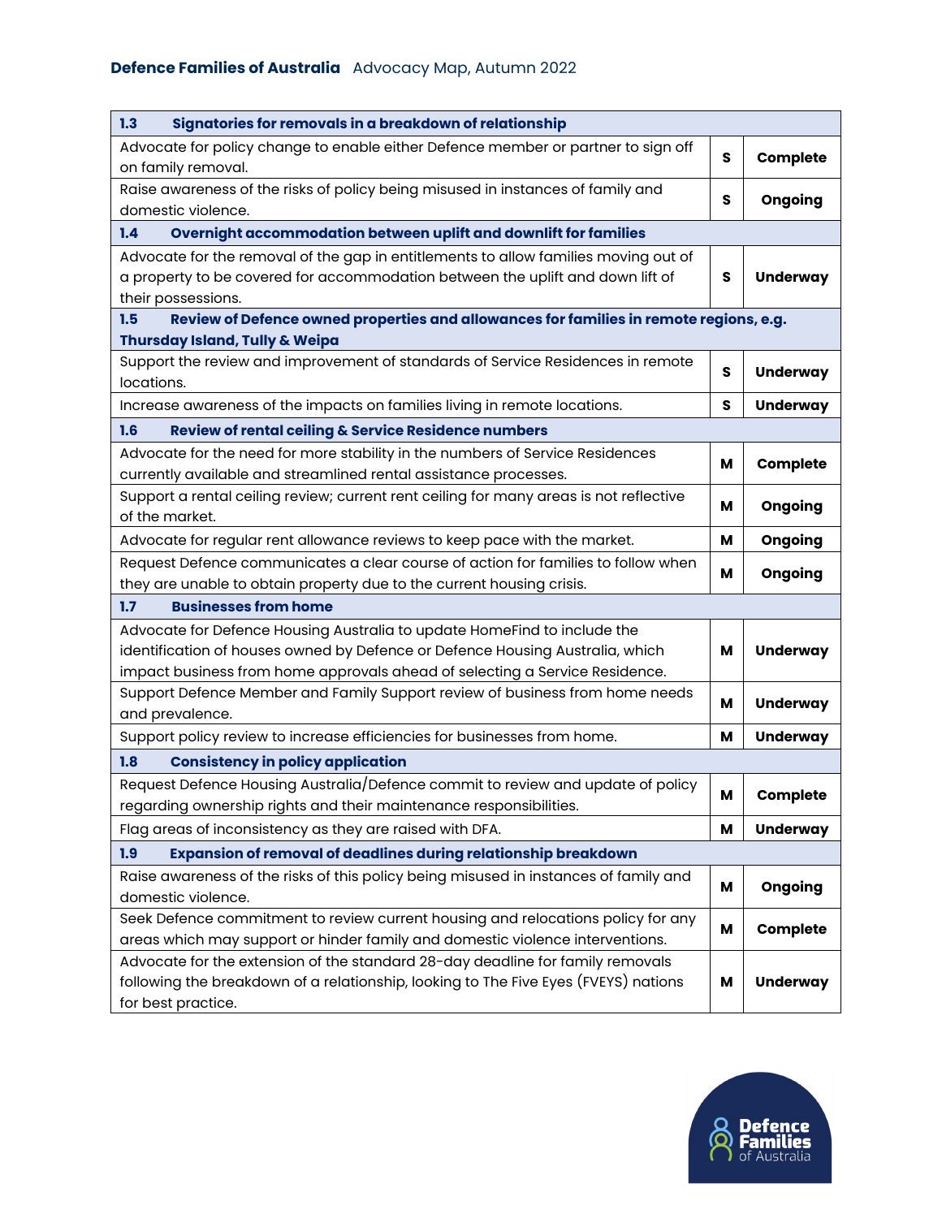| 1.3 Signatories for removals in a breakdown of relationship | | |
|---|---|---|
| Advocate for policy change to enable either Defence member or partner to sign off on family removal. | S | Complete |
| Raise awareness of the risks of policy being misused in instances of family and domestic violence. | S | Ongoing |
| **1.4 Overnight accommodation between uplift and downlift for families** | | |
| Advocate for the removal of the gap in entitlements to allow families moving out of a property to be covered for accommodation between the uplift and down lift of their possessions. | S | Underway |
| **1.5 Review of Defence owned properties and allowances for families in remote regions, e.g. Thursday Island, Tully & Weipa** | | |
| Support the review and improvement of standards of Service Residences in remote locations. | S | Underway |
| Increase awareness of the impacts on families living in remote locations. | S | Underway |
| **1.6 Review of rental ceiling & Service Residence numbers** | | |
| Advocate for the need for more stability in the numbers of Service Residences currently available and streamlined rental assistance processes. | M | Complete |
| Support a rental ceiling review; current rent ceiling for many areas is not reflective of the market. | M | Ongoing |
| Advocate for regular rent allowance reviews to keep pace with the market. | M | Ongoing |
| Request Defence communicates a clear course of action for families to follow when they are unable to obtain property due to the current housing crisis. | M | Ongoing |
| **1.7 Businesses from home** | | |
| Advocate for Defence Housing Australia to update HomeFind to include the identification of houses owned by Defence or Defence Housing Australia, which impact business from home approvals ahead of selecting a Service Residence. | M | Underway |
| Support Defence Member and Family Support review of business from home needs and prevalence. | M | Underway |
| Support policy review to increase efficiencies for businesses from home. | M | Underway |
| **1.8 Consistency in policy application** | | |
| Request Defence Housing Australia/Defence commit to review and update of policy regarding ownership rights and their maintenance responsibilities. | M | Complete |
| Flag areas of inconsistency as they are raised with DFA. | M | Underway |
| **1.9 Expansion of removal of deadlines during relationship breakdown** | | |
| Raise awareness of the risks of this policy being misused in instances of family and domestic violence. | M | Ongoing |
| Seek Defence commitment to review current housing and relocations policy for any areas which may support or hinder family and domestic violence interventions. | M | Complete |
| Advocate for the extension of the standard 28-day deadline for family removals following the breakdown of a relationship, looking to The Five Eyes (FVEYS) nations for best practice. | M | Underway |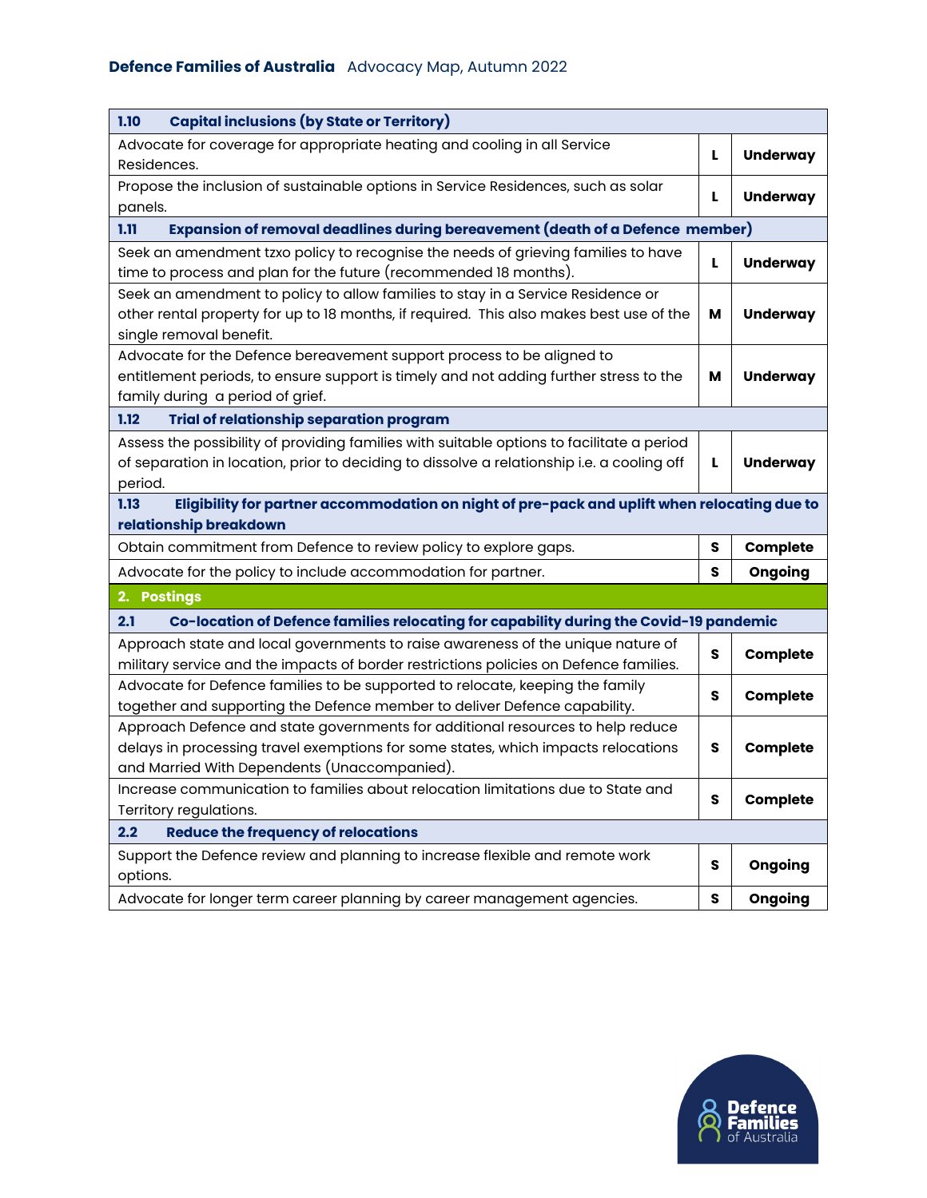| | | |
|---|---|---|
| **1.10 Capital inclusions (by State or Territory)** | | |
| Advocate for coverage for appropriate heating and cooling in all Service Residences. | **L** | **Underway** |
| Propose the inclusion of sustainable options in Service Residences, such as solar panels. | **L** | **Underway** |
| **1.11 Expansion of removal deadlines during bereavement (death of a Defence member)** | | |
| Seek an amendment tzxo policy to recognise the needs of grieving families to have time to process and plan for the future (recommended 18 months). | **L** | **Underway** |
| Seek an amendment to policy to allow families to stay in a Service Residence or other rental property for up to 18 months, if required. This also makes best use of the single removal benefit. | **M** | **Underway** |
| Advocate for the Defence bereavement support process to be aligned to entitlement periods, to ensure support is timely and not adding further stress to the family during a period of grief. | **M** | **Underway** |
| **1.12 Trial of relationship separation program** | | |
| Assess the possibility of providing families with suitable options to facilitate a period of separation in location, prior to deciding to dissolve a relationship i.e. a cooling off period. | **L** | **Underway** |
| **1.13 Eligibility for partner accommodation on night of pre-pack and uplift when relocating due to relationship breakdown** | | |
| Obtain commitment from Defence to review policy to explore gaps. | **S** | **Complete** |
| Advocate for the policy to include accommodation for partner. | **S** | **Ongoing** |
| **2. Postings** | | |
| **2.1 Co-location of Defence families relocating for capability during the Covid-19 pandemic** | | |
| Approach state and local governments to raise awareness of the unique nature of military service and the impacts of border restrictions policies on Defence families. | **S** | **Complete** |
| Advocate for Defence families to be supported to relocate, keeping the family together and supporting the Defence member to deliver Defence capability. | **S** | **Complete** |
| Approach Defence and state governments for additional resources to help reduce delays in processing travel exemptions for some states, which impacts relocations and Married With Dependents (Unaccompanied). | **S** | **Complete** |
| Increase communication to families about relocation limitations due to State and Territory regulations. | **S** | **Complete** |
| **2.2 Reduce the frequency of relocations** | | |
| Support the Defence review and planning to increase flexible and remote work options. | **S** | **Ongoing** |
| Advocate for longer term career planning by career management agencies. | **S** | **Ongoing** |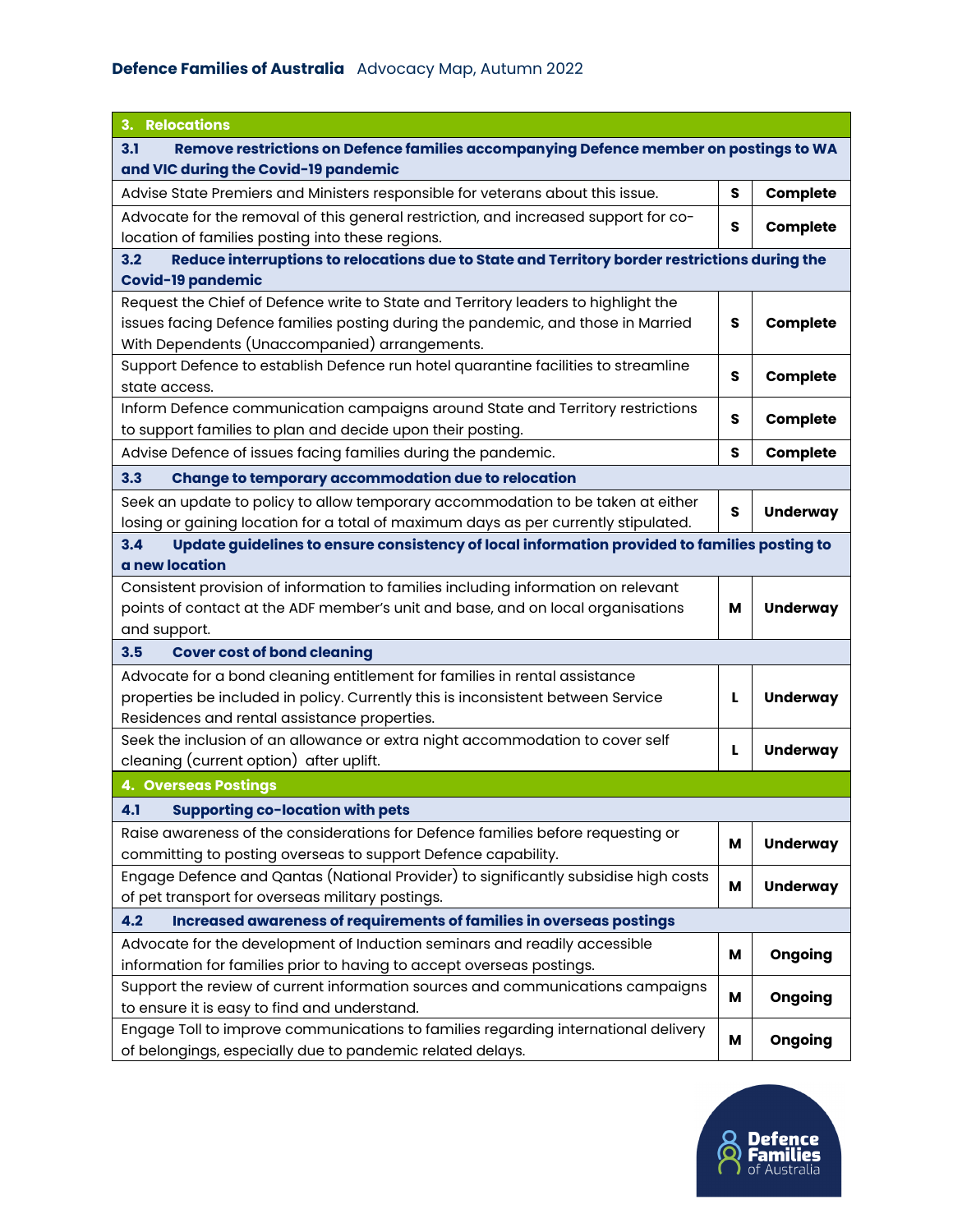| 3. Relocations | | |
|---|---|---|
| **3.1 Remove restrictions on Defence families accompanying Defence member on postings to WA and VIC during the Covid-19 pandemic** | | |
| Advise State Premiers and Ministers responsible for veterans about this issue. | S | Complete |
| Advocate for the removal of this general restriction, and increased support for co-location of families posting into these regions. | S | Complete |
| **3.2 Reduce interruptions to relocations due to State and Territory border restrictions during the Covid-19 pandemic** | | |
| Request the Chief of Defence write to State and Territory leaders to highlight the issues facing Defence families posting during the pandemic, and those in Married With Dependents (Unaccompanied) arrangements. | S | Complete |
| Support Defence to establish Defence run hotel quarantine facilities to streamline state access. | S | Complete |
| Inform Defence communication campaigns around State and Territory restrictions to support families to plan and decide upon their posting. | S | Complete |
| Advise Defence of issues facing families during the pandemic. | S | Complete |
| **3.3 Change to temporary accommodation due to relocation** | | |
| Seek an update to policy to allow temporary accommodation to be taken at either losing or gaining location for a total of maximum days as per currently stipulated. | S | Underway |
| **3.4 Update guidelines to ensure consistency of local information provided to families posting to a new location** | | |
| Consistent provision of information to families including information on relevant points of contact at the ADF member's unit and base, and on local organisations and support. | M | Underway |
| **3.5 Cover cost of bond cleaning** | | |
| Advocate for a bond cleaning entitlement for families in rental assistance properties be included in policy. Currently this is inconsistent between Service Residences and rental assistance properties. | L | Underway |
| Seek the inclusion of an allowance or extra night accommodation to cover self cleaning (current option) after uplift. | L | Underway |

| 4. Overseas Postings | | |
|---|---|---|
| **4.1 Supporting co-location with pets** | | |
| Raise awareness of the considerations for Defence families before requesting or committing to posting overseas to support Defence capability. | M | Underway |
| Engage Defence and Qantas (National Provider) to significantly subsidise high costs of pet transport for overseas military postings. | M | Underway |
| **4.2 Increased awareness of requirements of families in overseas postings** | | |
| Advocate for the development of Induction seminars and readily accessible information for families prior to having to accept overseas postings. | M | Ongoing |
| Support the review of current information sources and communications campaigns to ensure it is easy to find and understand. | M | Ongoing |
| Engage Toll to improve communications to families regarding international delivery of belongings, especially due to pandemic related delays. | M | Ongoing |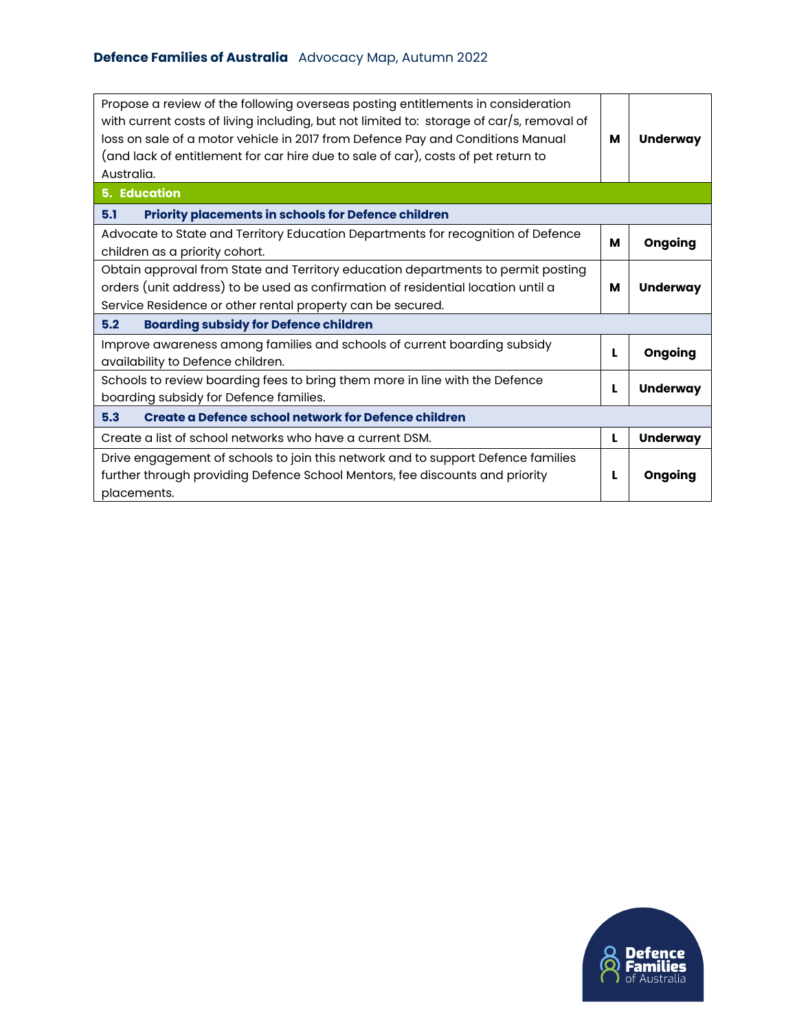| | | |
|---|---|---|
| Propose a review of the following overseas posting entitlements in consideration with current costs of living including, but not limited to: storage of car/s, removal of loss on sale of a motor vehicle in 2017 from Defence Pay and Conditions Manual (and lack of entitlement for car hire due to sale of car), costs of pet return to Australia. | M | **Underway** |
| **5. Education** | | |
| **5.1 Priority placements in schools for Defence children** | | |
| Advocate to State and Territory Education Departments for recognition of Defence children as a priority cohort. | M | **Ongoing** |
| Obtain approval from State and Territory education departments to permit posting orders (unit address) to be used as confirmation of residential location until a Service Residence or other rental property can be secured. | M | **Underway** |
| **5.2 Boarding subsidy for Defence children** | | |
| Improve awareness among families and schools of current boarding subsidy availability to Defence children. | L | **Ongoing** |
| Schools to review boarding fees to bring them more in line with the Defence boarding subsidy for Defence families. | L | **Underway** |
| **5.3 Create a Defence school network for Defence children** | | |
| Create a list of school networks who have a current DSM. | L | **Underway** |
| Drive engagement of schools to join this network and to support Defence families further through providing Defence School Mentors, fee discounts and priority placements. | L | **Ongoing** |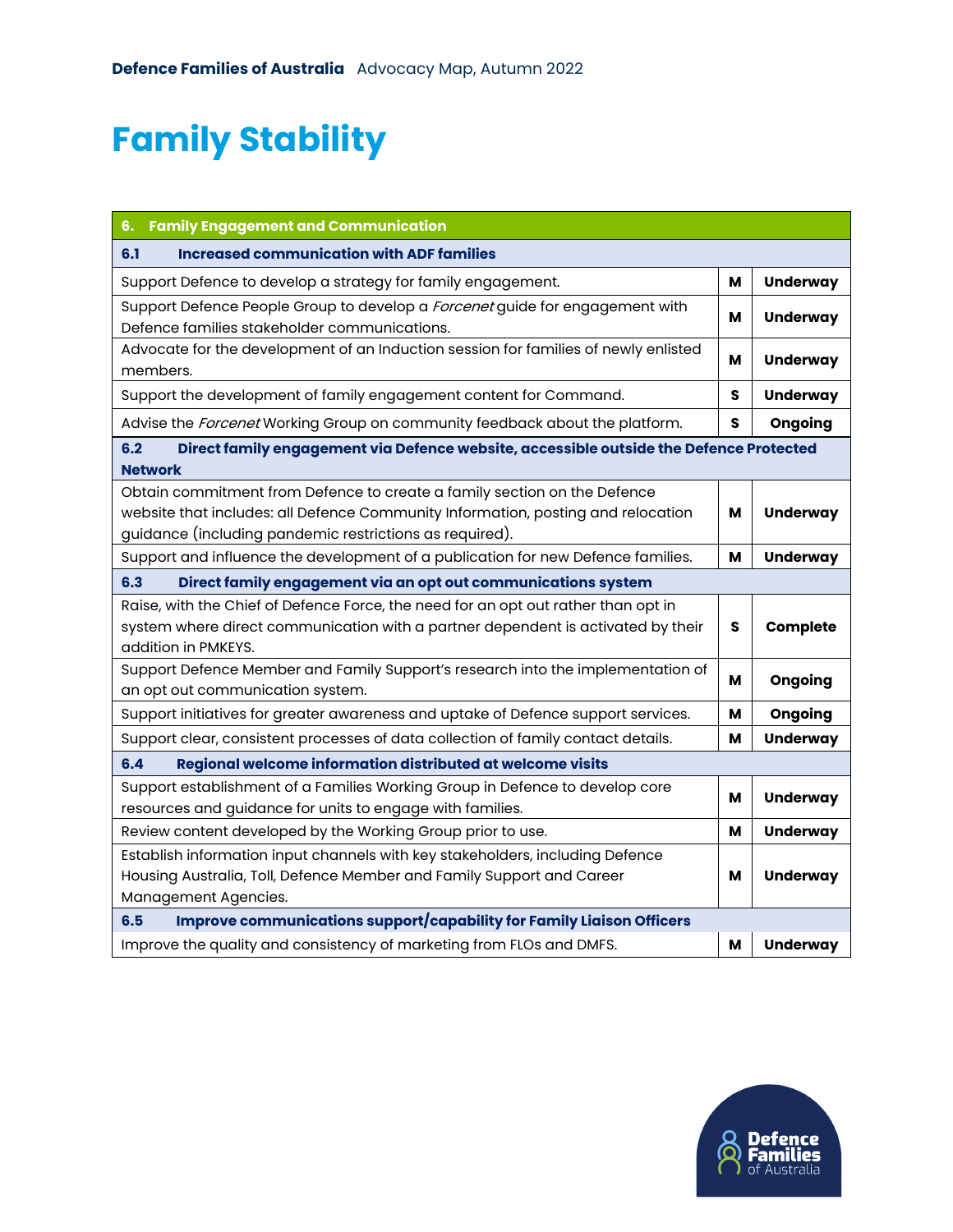# Family Stability

| 6. Family Engagement and Communication | | |
|---|---|---|
| **6.1 Increased communication with ADF families** | | |
| Support Defence to develop a strategy for family engagement. | **M** | **Underway** |
| Support Defence People Group to develop a *Forcenet* guide for engagement with Defence families stakeholder communications. | **M** | **Underway** |
| Advocate for the development of an Induction session for families of newly enlisted members. | **M** | **Underway** |
| Support the development of family engagement content for Command. | **S** | **Underway** |
| Advise the *Forcenet* Working Group on community feedback about the platform. | **S** | **Ongoing** |
| **6.2 Direct family engagement via Defence website, accessible outside the Defence Protected Network** | | |
| Obtain commitment from Defence to create a family section on the Defence website that includes: all Defence Community Information, posting and relocation guidance (including pandemic restrictions as required). | **M** | **Underway** |
| Support and influence the development of a publication for new Defence families. | **M** | **Underway** |
| **6.3 Direct family engagement via an opt out communications system** | | |
| Raise, with the Chief of Defence Force, the need for an opt out rather than opt in system where direct communication with a partner dependent is activated by their addition in PMKEYS. | **S** | **Complete** |
| Support Defence Member and Family Support's research into the implementation of an opt out communication system. | **M** | **Ongoing** |
| Support initiatives for greater awareness and uptake of Defence support services. | **M** | **Ongoing** |
| Support clear, consistent processes of data collection of family contact details. | **M** | **Underway** |
| **6.4 Regional welcome information distributed at welcome visits** | | |
| Support establishment of a Families Working Group in Defence to develop core resources and guidance for units to engage with families. | **M** | **Underway** |
| Review content developed by the Working Group prior to use. | **M** | **Underway** |
| Establish information input channels with key stakeholders, including Defence Housing Australia, Toll, Defence Member and Family Support and Career Management Agencies. | **M** | **Underway** |
| **6.5 Improve communications support/capability for Family Liaison Officers** | | |
| Improve the quality and consistency of marketing from FLOs and DMFS. | **M** | **Underway** |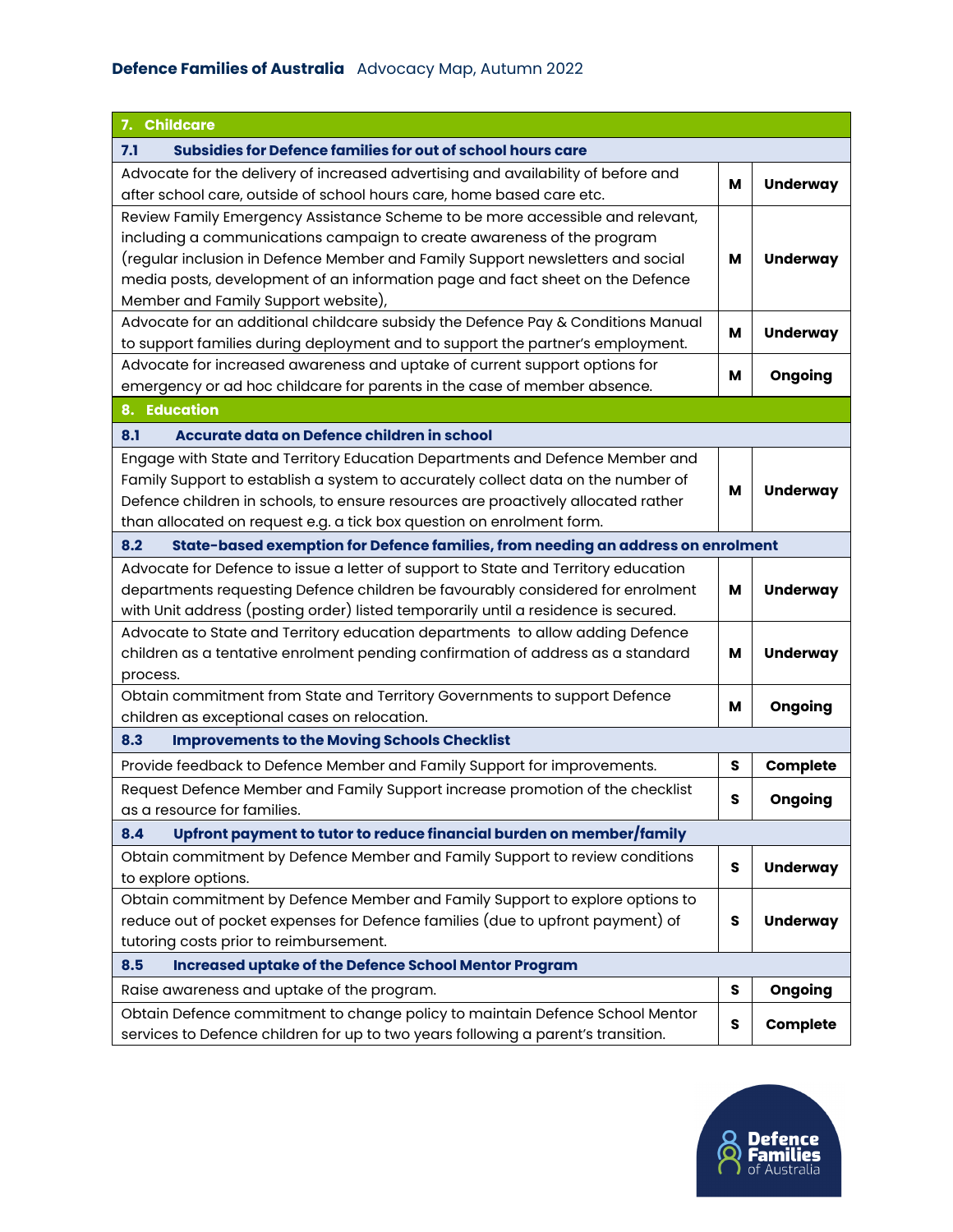| 7. Childcare | | |
|---|---|---|
| **7.1 Subsidies for Defence families for out of school hours care** | | |
| Advocate for the delivery of increased advertising and availability of before and after school care, outside of school hours care, home based care etc. | **M** | **Underway** |
| Review Family Emergency Assistance Scheme to be more accessible and relevant, including a communications campaign to create awareness of the program (regular inclusion in Defence Member and Family Support newsletters and social media posts, development of an information page and fact sheet on the Defence Member and Family Support website), | **M** | **Underway** |
| Advocate for an additional childcare subsidy the Defence Pay & Conditions Manual to support families during deployment and to support the partner's employment. | **M** | **Underway** |
| Advocate for increased awareness and uptake of current support options for emergency or ad hoc childcare for parents in the case of member absence. | **M** | **Ongoing** |
| **8. Education** | | |
| **8.1 Accurate data on Defence children in school** | | |
| Engage with State and Territory Education Departments and Defence Member and Family Support to establish a system to accurately collect data on the number of Defence children in schools, to ensure resources are proactively allocated rather than allocated on request e.g. a tick box question on enrolment form. | **M** | **Underway** |
| **8.2 State-based exemption for Defence families, from needing an address on enrolment** | | |
| Advocate for Defence to issue a letter of support to State and Territory education departments requesting Defence children be favourably considered for enrolment with Unit address (posting order) listed temporarily until a residence is secured. | **M** | **Underway** |
| Advocate to State and Territory education departments to allow adding Defence children as a tentative enrolment pending confirmation of address as a standard process. | **M** | **Underway** |
| Obtain commitment from State and Territory Governments to support Defence children as exceptional cases on relocation. | **M** | **Ongoing** |
| **8.3 Improvements to the Moving Schools Checklist** | | |
| Provide feedback to Defence Member and Family Support for improvements. | **S** | **Complete** |
| Request Defence Member and Family Support increase promotion of the checklist as a resource for families. | **S** | **Ongoing** |
| **8.4 Upfront payment to tutor to reduce financial burden on member/family** | | |
| Obtain commitment by Defence Member and Family Support to review conditions to explore options. | **S** | **Underway** |
| Obtain commitment by Defence Member and Family Support to explore options to reduce out of pocket expenses for Defence families (due to upfront payment) of tutoring costs prior to reimbursement. | **S** | **Underway** |
| **8.5 Increased uptake of the Defence School Mentor Program** | | |
| Raise awareness and uptake of the program. | **S** | **Ongoing** |
| Obtain Defence commitment to change policy to maintain Defence School Mentor services to Defence children for up to two years following a parent's transition. | **S** | **Complete** |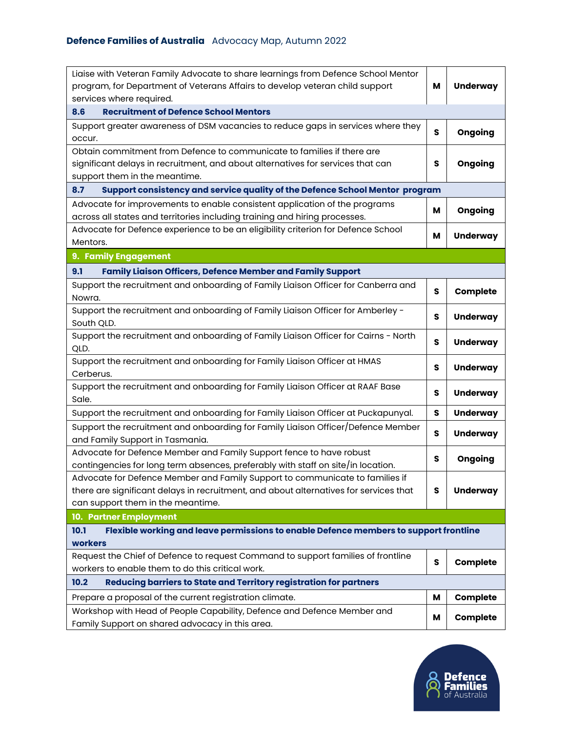| | | |
|---|---|---|
| Liaise with Veteran Family Advocate to share learnings from Defence School Mentor program, for Department of Veterans Affairs to develop veteran child support services where required. | M | **Underway** |
| **8.6 Recruitment of Defence School Mentors** | | |
| Support greater awareness of DSM vacancies to reduce gaps in services where they occur. | S | **Ongoing** |
| Obtain commitment from Defence to communicate to families if there are significant delays in recruitment, and about alternatives for services that can support them in the meantime. | S | **Ongoing** |
| **8.7 Support consistency and service quality of the Defence School Mentor program** | | |
| Advocate for improvements to enable consistent application of the programs across all states and territories including training and hiring processes. | M | **Ongoing** |
| Advocate for Defence experience to be an eligibility criterion for Defence School Mentors. | M | **Underway** |
| **9. Family Engagement** | | |
| **9.1 Family Liaison Officers, Defence Member and Family Support** | | |
| Support the recruitment and onboarding of Family Liaison Officer for Canberra and Nowra. | S | **Complete** |
| Support the recruitment and onboarding of Family Liaison Officer for Amberley - South QLD. | S | **Underway** |
| Support the recruitment and onboarding of Family Liaison Officer for Cairns - North QLD. | S | **Underway** |
| Support the recruitment and onboarding for Family Liaison Officer at HMAS Cerberus. | S | **Underway** |
| Support the recruitment and onboarding for Family Liaison Officer at RAAF Base Sale. | S | **Underway** |
| Support the recruitment and onboarding for Family Liaison Officer at Puckapunyal. | S | **Underway** |
| Support the recruitment and onboarding for Family Liaison Officer/Defence Member and Family Support in Tasmania. | S | **Underway** |
| Advocate for Defence Member and Family Support fence to have robust contingencies for long term absences, preferably with staff on site/in location. | S | **Ongoing** |
| Advocate for Defence Member and Family Support to communicate to families if there are significant delays in recruitment, and about alternatives for services that can support them in the meantime. | S | **Underway** |
| **10. Partner Employment** | | |
| **10.1 Flexible working and leave permissions to enable Defence members to support frontline workers** | | |
| Request the Chief of Defence to request Command to support families of frontline workers to enable them to do this critical work. | S | **Complete** |
| **10.2 Reducing barriers to State and Territory registration for partners** | | |
| Prepare a proposal of the current registration climate. | M | **Complete** |
| Workshop with Head of People Capability, Defence and Defence Member and Family Support on shared advocacy in this area. | M | **Complete** |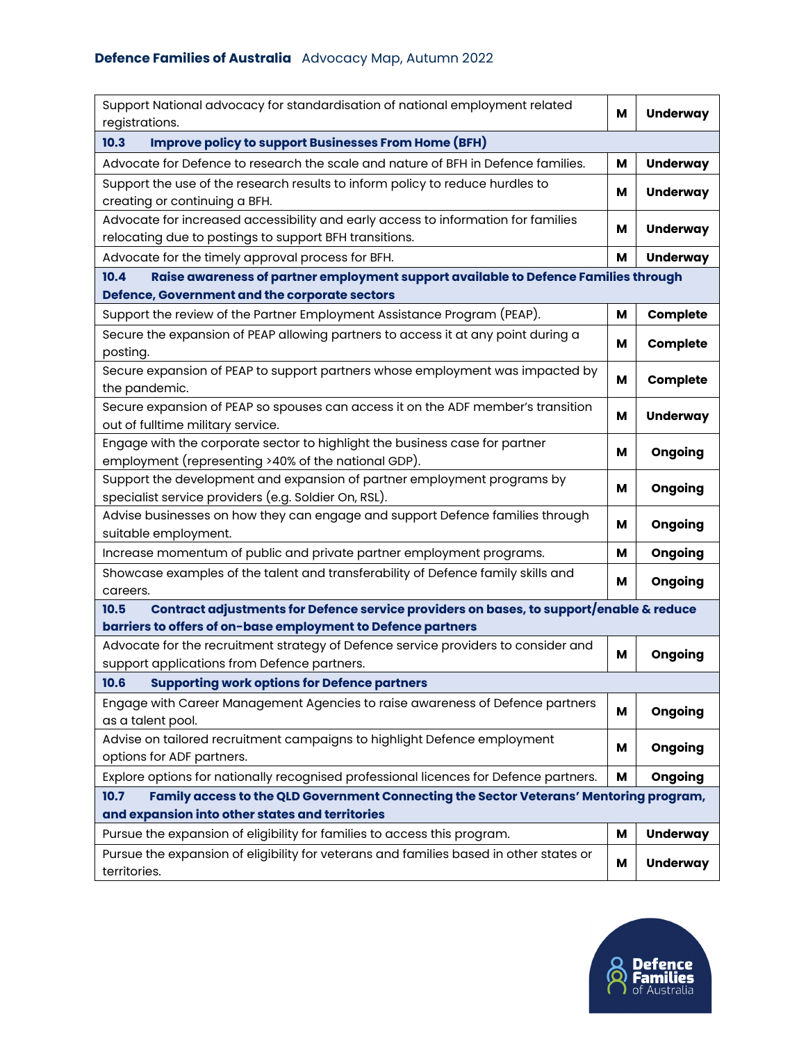| | | |
|---|---|---|
| Support National advocacy for standardisation of national employment related registrations. | M | Underway |
| **10.3 Improve policy to support Businesses From Home (BFH)** | | |
| Advocate for Defence to research the scale and nature of BFH in Defence families. | M | Underway |
| Support the use of the research results to inform policy to reduce hurdles to creating or continuing a BFH. | M | Underway |
| Advocate for increased accessibility and early access to information for families relocating due to postings to support BFH transitions. | M | Underway |
| Advocate for the timely approval process for BFH. | M | Underway |
| **10.4 Raise awareness of partner employment support available to Defence Families through Defence, Government and the corporate sectors** | | |
| Support the review of the Partner Employment Assistance Program (PEAP). | M | Complete |
| Secure the expansion of PEAP allowing partners to access it at any point during a posting. | M | Complete |
| Secure expansion of PEAP to support partners whose employment was impacted by the pandemic. | M | Complete |
| Secure expansion of PEAP so spouses can access it on the ADF member's transition out of fulltime military service. | M | Underway |
| Engage with the corporate sector to highlight the business case for partner employment (representing >40% of the national GDP). | M | Ongoing |
| Support the development and expansion of partner employment programs by specialist service providers (e.g. Soldier On, RSL). | M | Ongoing |
| Advise businesses on how they can engage and support Defence families through suitable employment. | M | Ongoing |
| Increase momentum of public and private partner employment programs. | M | Ongoing |
| Showcase examples of the talent and transferability of Defence family skills and careers. | M | Ongoing |
| **10.5 Contract adjustments for Defence service providers on bases, to support/enable & reduce barriers to offers of on-base employment to Defence partners** | | |
| Advocate for the recruitment strategy of Defence service providers to consider and support applications from Defence partners. | M | Ongoing |
| **10.6 Supporting work options for Defence partners** | | |
| Engage with Career Management Agencies to raise awareness of Defence partners as a talent pool. | M | Ongoing |
| Advise on tailored recruitment campaigns to highlight Defence employment options for ADF partners. | M | Ongoing |
| Explore options for nationally recognised professional licences for Defence partners. | M | Ongoing |
| **10.7 Family access to the QLD Government Connecting the Sector Veterans' Mentoring program, and expansion into other states and territories** | | |
| Pursue the expansion of eligibility for families to access this program. | M | Underway |
| Pursue the expansion of eligibility for veterans and families based in other states or territories. | M | Underway |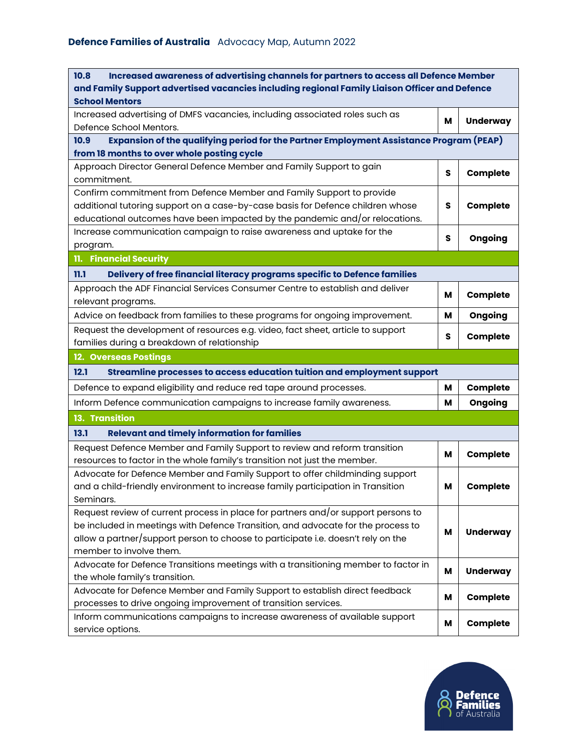| | | |
|---|---|---|
| **10.8 Increased awareness of advertising channels for partners to access all Defence Member and Family Support advertised vacancies including regional Family Liaison Officer and Defence School Mentors** | | |
| Increased advertising of DMFS vacancies, including associated roles such as Defence School Mentors. | **M** | **Underway** |
| **10.9 Expansion of the qualifying period for the Partner Employment Assistance Program (PEAP) from 18 months to over whole posting cycle** | | |
| Approach Director General Defence Member and Family Support to gain commitment. | **S** | **Complete** |
| Confirm commitment from Defence Member and Family Support to provide additional tutoring support on a case-by-case basis for Defence children whose educational outcomes have been impacted by the pandemic and/or relocations. | **S** | **Complete** |
| Increase communication campaign to raise awareness and uptake for the program. | **S** | **Ongoing** |
| **11. Financial Security** | | |
| **11.1 Delivery of free financial literacy programs specific to Defence families** | | |
| Approach the ADF Financial Services Consumer Centre to establish and deliver relevant programs. | **M** | **Complete** |
| Advice on feedback from families to these programs for ongoing improvement. | **M** | **Ongoing** |
| Request the development of resources e.g. video, fact sheet, article to support families during a breakdown of relationship | **S** | **Complete** |
| **12. Overseas Postings** | | |
| **12.1 Streamline processes to access education tuition and employment support** | | |
| Defence to expand eligibility and reduce red tape around processes. | **M** | **Complete** |
| Inform Defence communication campaigns to increase family awareness. | **M** | **Ongoing** |
| **13. Transition** | | |
| **13.1 Relevant and timely information for families** | | |
| Request Defence Member and Family Support to review and reform transition resources to factor in the whole family's transition not just the member. | **M** | **Complete** |
| Advocate for Defence Member and Family Support to offer childminding support and a child-friendly environment to increase family participation in Transition Seminars. | **M** | **Complete** |
| Request review of current process in place for partners and/or support persons to be included in meetings with Defence Transition, and advocate for the process to allow a partner/support person to choose to participate i.e. doesn't rely on the member to involve them. | **M** | **Underway** |
| Advocate for Defence Transitions meetings with a transitioning member to factor in the whole family's transition. | **M** | **Underway** |
| Advocate for Defence Member and Family Support to establish direct feedback processes to drive ongoing improvement of transition services. | **M** | **Complete** |
| Inform communications campaigns to increase awareness of available support service options. | **M** | **Complete** |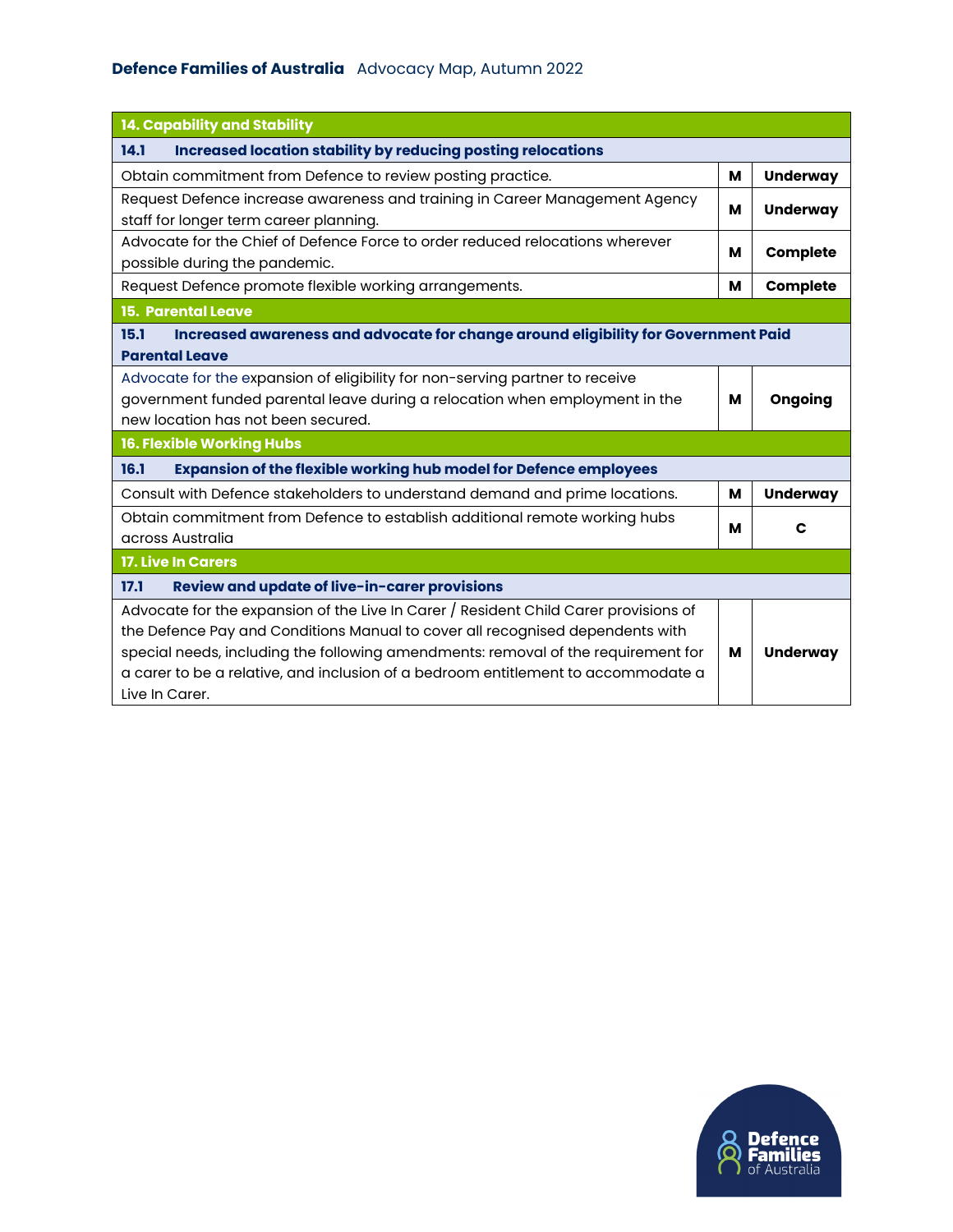| 14. Capability and Stability | | |
|---|---|---|
| **14.1 Increased location stability by reducing posting relocations** | | |
| Obtain commitment from Defence to review posting practice. | **M** | **Underway** |
| Request Defence increase awareness and training in Career Management Agency staff for longer term career planning. | **M** | **Underway** |
| Advocate for the Chief of Defence Force to order reduced relocations wherever possible during the pandemic. | **M** | **Complete** |
| Request Defence promote flexible working arrangements. | **M** | **Complete** |
| **15. Parental Leave** | | |
| **15.1 Increased awareness and advocate for change around eligibility for Government Paid Parental Leave** | | |
| Advocate for the expansion of eligibility for non-serving partner to receive government funded parental leave during a relocation when employment in the new location has not been secured. | **M** | **Ongoing** |
| **16. Flexible Working Hubs** | | |
| **16.1 Expansion of the flexible working hub model for Defence employees** | | |
| Consult with Defence stakeholders to understand demand and prime locations. | **M** | **Underway** |
| Obtain commitment from Defence to establish additional remote working hubs across Australia | **M** | **C** |
| **17. Live In Carers** | | |
| **17.1 Review and update of live-in-carer provisions** | | |
| Advocate for the expansion of the Live In Carer / Resident Child Carer provisions of the Defence Pay and Conditions Manual to cover all recognised dependents with special needs, including the following amendments: removal of the requirement for a carer to be a relative, and inclusion of a bedroom entitlement to accommodate a Live In Carer. | **M** | **Underway** |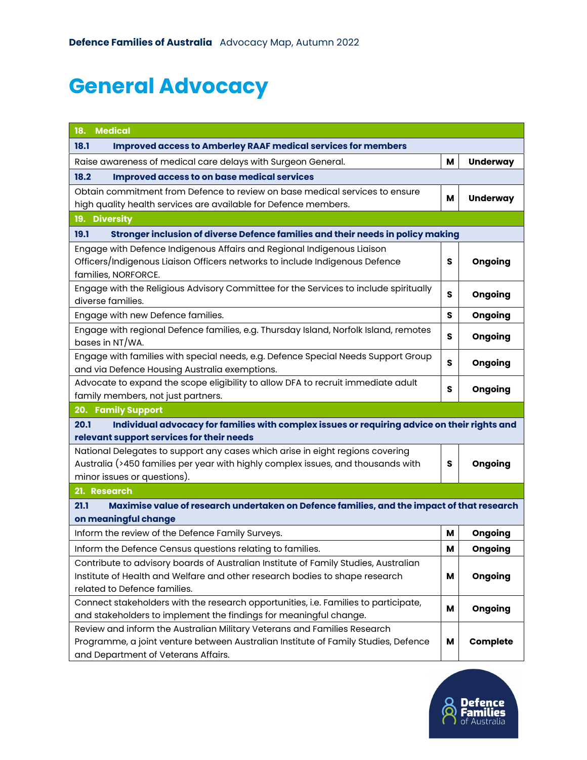# General Advocacy

| 18. Medical | | |
|---|---|---|
| **18.1 Improved access to Amberley RAAF medical services for members** | | |
| Raise awareness of medical care delays with Surgeon General. | M | Underway |
| **18.2 Improved access to on base medical services** | | |
| Obtain commitment from Defence to review on base medical services to ensure high quality health services are available for Defence members. | M | Underway |
| **19. Diversity** | | |
| **19.1 Stronger inclusion of diverse Defence families and their needs in policy making** | | |
| Engage with Defence Indigenous Affairs and Regional Indigenous Liaison Officers/Indigenous Liaison Officers networks to include Indigenous Defence families, NORFORCE. | S | Ongoing |
| Engage with the Religious Advisory Committee for the Services to include spiritually diverse families. | S | Ongoing |
| Engage with new Defence families. | S | Ongoing |
| Engage with regional Defence families, e.g. Thursday Island, Norfolk Island, remotes bases in NT/WA. | S | Ongoing |
| Engage with families with special needs, e.g. Defence Special Needs Support Group and via Defence Housing Australia exemptions. | S | Ongoing |
| Advocate to expand the scope eligibility to allow DFA to recruit immediate adult family members, not just partners. | S | Ongoing |
| **20. Family Support** | | |
| **20.1 Individual advocacy for families with complex issues or requiring advice on their rights and relevant support services for their needs** | | |
| National Delegates to support any cases which arise in eight regions covering Australia (>450 families per year with highly complex issues, and thousands with minor issues or questions). | S | Ongoing |
| **21. Research** | | |
| **21.1 Maximise value of research undertaken on Defence families, and the impact of that research on meaningful change** | | |
| Inform the review of the Defence Family Surveys. | M | Ongoing |
| Inform the Defence Census questions relating to families. | M | Ongoing |
| Contribute to advisory boards of Australian Institute of Family Studies, Australian Institute of Health and Welfare and other research bodies to shape research related to Defence families. | M | Ongoing |
| Connect stakeholders with the research opportunities, i.e. Families to participate, and stakeholders to implement the findings for meaningful change. | M | Ongoing |
| Review and inform the Australian Military Veterans and Families Research Programme, a joint venture between Australian Institute of Family Studies, Defence and Department of Veterans Affairs. | M | Complete |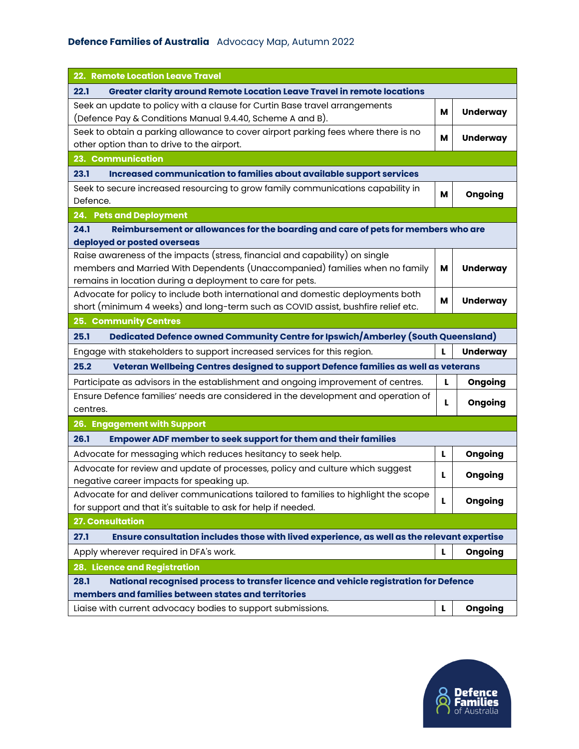| 22. Remote Location Leave Travel | | |
|---|---|---|
| **22.1 Greater clarity around Remote Location Leave Travel in remote locations** | | |
| Seek an update to policy with a clause for Curtin Base travel arrangements (Defence Pay & Conditions Manual 9.4.40, Scheme A and B). | M | Underway |
| Seek to obtain a parking allowance to cover airport parking fees where there is no other option than to drive to the airport. | M | Underway |
| **23. Communication** | | |
| **23.1 Increased communication to families about available support services** | | |
| Seek to secure increased resourcing to grow family communications capability in Defence. | M | Ongoing |
| **24. Pets and Deployment** | | |
| **24.1 Reimbursement or allowances for the boarding and care of pets for members who are deployed or posted overseas** | | |
| Raise awareness of the impacts (stress, financial and capability) on single members and Married With Dependents (Unaccompanied) families when no family remains in location during a deployment to care for pets. | M | Underway |
| Advocate for policy to include both international and domestic deployments both short (minimum 4 weeks) and long-term such as COVID assist, bushfire relief etc. | M | Underway |
| **25. Community Centres** | | |
| **25.1 Dedicated Defence owned Community Centre for Ipswich/Amberley (South Queensland)** | | |
| Engage with stakeholders to support increased services for this region. | L | Underway |
| **25.2 Veteran Wellbeing Centres designed to support Defence families as well as veterans** | | |
| Participate as advisors in the establishment and ongoing improvement of centres. | L | Ongoing |
| Ensure Defence families' needs are considered in the development and operation of centres. | L | Ongoing |
| **26. Engagement with Support** | | |
| **26.1 Empower ADF member to seek support for them and their families** | | |
| Advocate for messaging which reduces hesitancy to seek help. | L | Ongoing |
| Advocate for review and update of processes, policy and culture which suggest negative career impacts for speaking up. | L | Ongoing |
| Advocate for and deliver communications tailored to families to highlight the scope for support and that it's suitable to ask for help if needed. | L | Ongoing |
| **27. Consultation** | | |
| **27.1 Ensure consultation includes those with lived experience, as well as the relevant expertise** | | |
| Apply wherever required in DFA's work. | L | Ongoing |
| **28. Licence and Registration** | | |
| **28.1 National recognised process to transfer licence and vehicle registration for Defence members and families between states and territories** | | |
| Liaise with current advocacy bodies to support submissions. | L | Ongoing |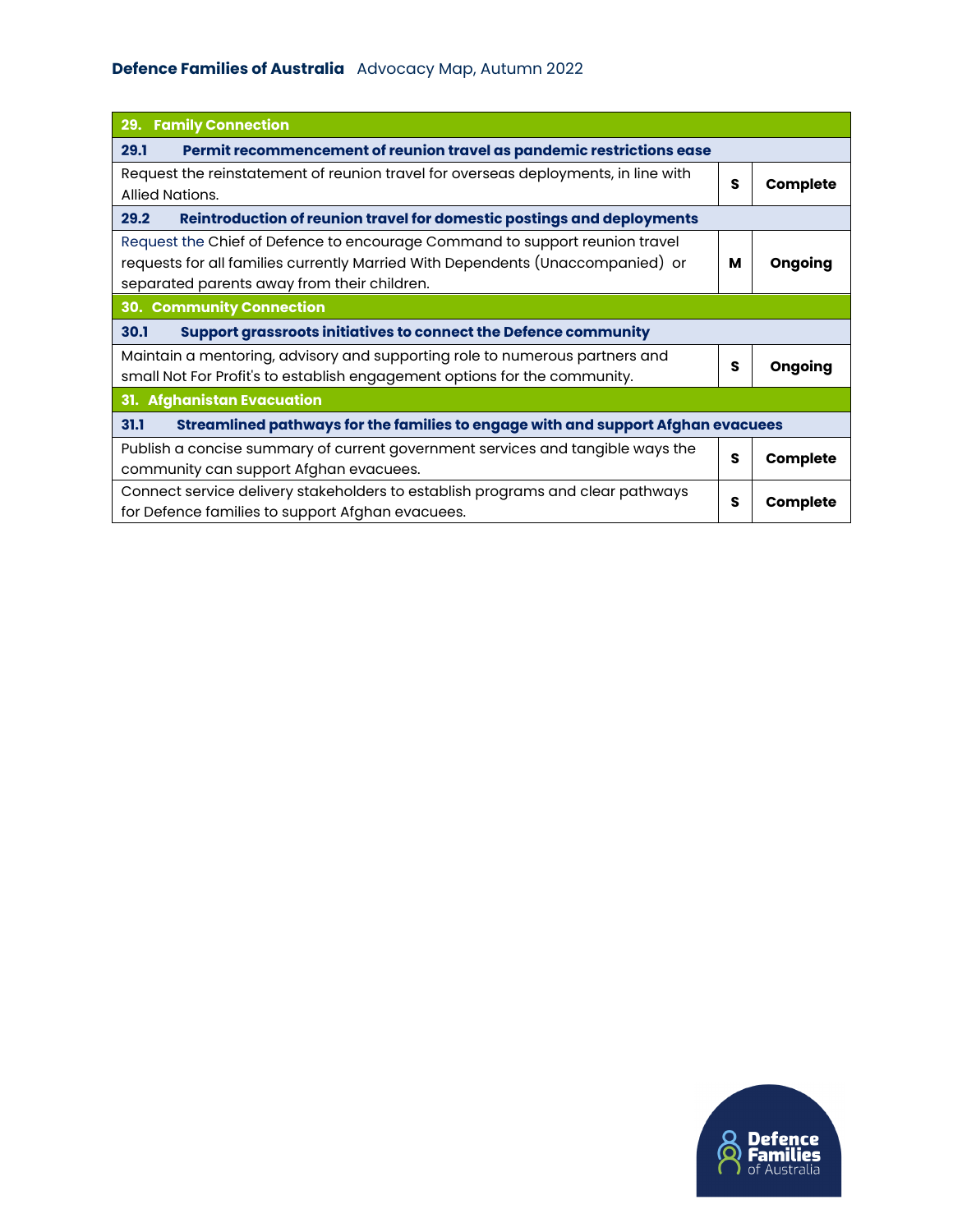| | | |
|---|---|---|
| **29. Family Connection** | | |
| **29.1 Permit recommencement of reunion travel as pandemic restrictions ease** | | |
| Request the reinstatement of reunion travel for overseas deployments, in line with Allied Nations. | **S** | **Complete** |
| **29.2 Reintroduction of reunion travel for domestic postings and deployments** | | |
| Request the Chief of Defence to encourage Command to support reunion travel requests for all families currently Married With Dependents (Unaccompanied) or separated parents away from their children. | **M** | **Ongoing** |
| **30. Community Connection** | | |
| **30.1 Support grassroots initiatives to connect the Defence community** | | |
| Maintain a mentoring, advisory and supporting role to numerous partners and small Not For Profit's to establish engagement options for the community. | **S** | **Ongoing** |
| **31. Afghanistan Evacuation** | | |
| **31.1 Streamlined pathways for the families to engage with and support Afghan evacuees** | | |
| Publish a concise summary of current government services and tangible ways the community can support Afghan evacuees. | **S** | **Complete** |
| Connect service delivery stakeholders to establish programs and clear pathways for Defence families to support Afghan evacuees. | **S** | **Complete** |